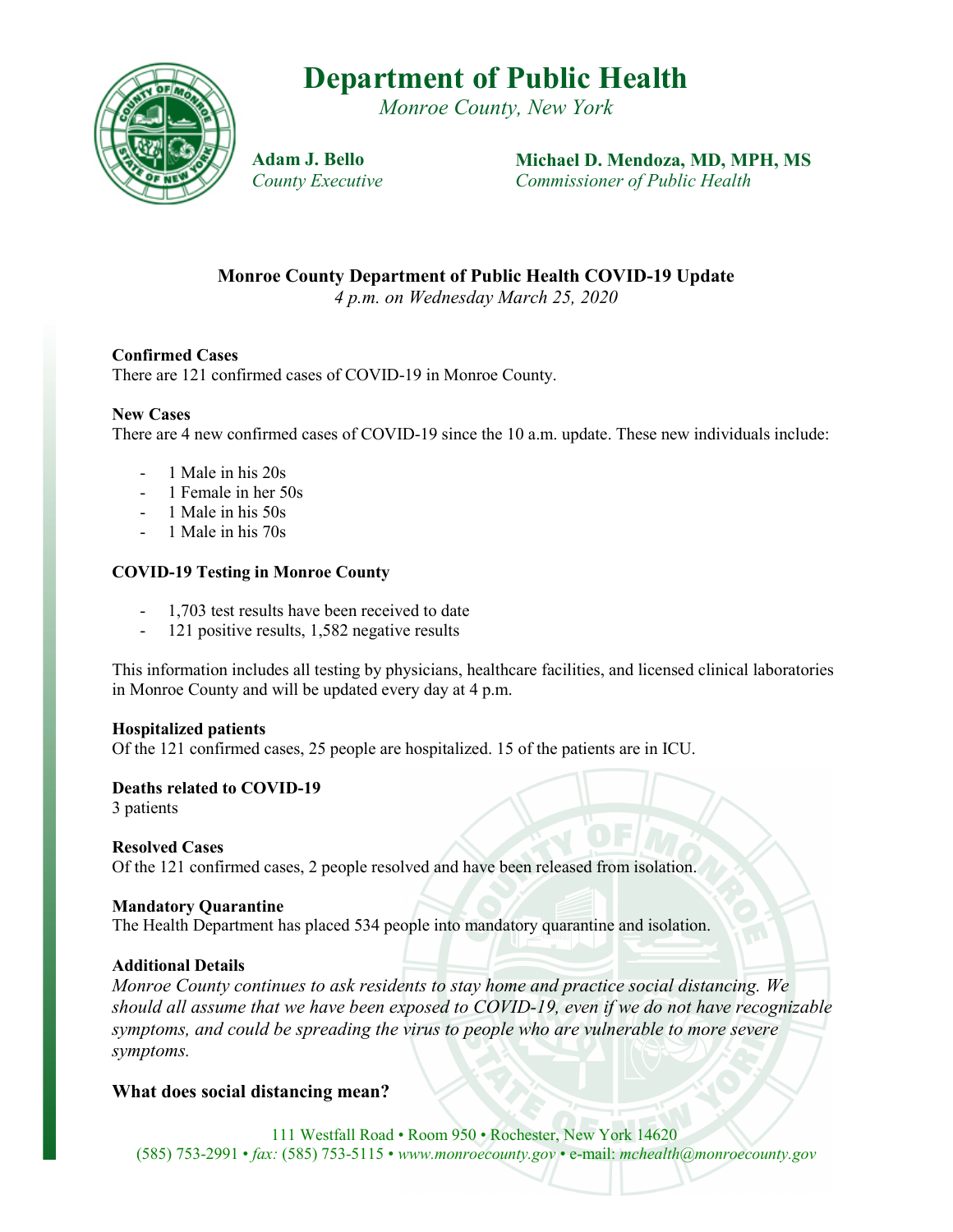# Department of Public Health

*Monroe County, New York*

**Adam J. Bello**
*County Executive*

**Michael D. Mendoza, MD, MPH, MS**
*Commissioner of Public Health*

## Monroe County Department of Public Health COVID-19 Update

*4 p.m. on Wednesday March 25, 2020*

**Confirmed Cases**
There are 121 confirmed cases of COVID-19 in Monroe County.

**New Cases**
There are 4 new confirmed cases of COVID-19 since the 10 a.m. update. These new individuals include:

- 1 Male in his 20s
- 1 Female in her 50s
- 1 Male in his 50s
- 1 Male in his 70s

**COVID-19 Testing in Monroe County**

- 1,703 test results have been received to date
- 121 positive results, 1,582 negative results

This information includes all testing by physicians, healthcare facilities, and licensed clinical laboratories in Monroe County and will be updated every day at 4 p.m.

**Hospitalized patients**
Of the 121 confirmed cases, 25 people are hospitalized. 15 of the patients are in ICU.

**Deaths related to COVID-19**
3 patients

**Resolved Cases**
Of the 121 confirmed cases, 2 people resolved and have been released from isolation.

**Mandatory Quarantine**
The Health Department has placed 534 people into mandatory quarantine and isolation.

**Additional Details**
*Monroe County continues to ask residents to stay home and practice social distancing. We should all assume that we have been exposed to COVID-19, even if we do not have recognizable symptoms, and could be spreading the virus to people who are vulnerable to more severe symptoms.*

### What does social distancing mean?

111 Westfall Road • Room 950 • Rochester, New York 14620
(585) 753-2991 • *fax:* (585) 753-5115 • *www.monroecounty.gov* • e-mail: *mchealth@monroecounty.gov*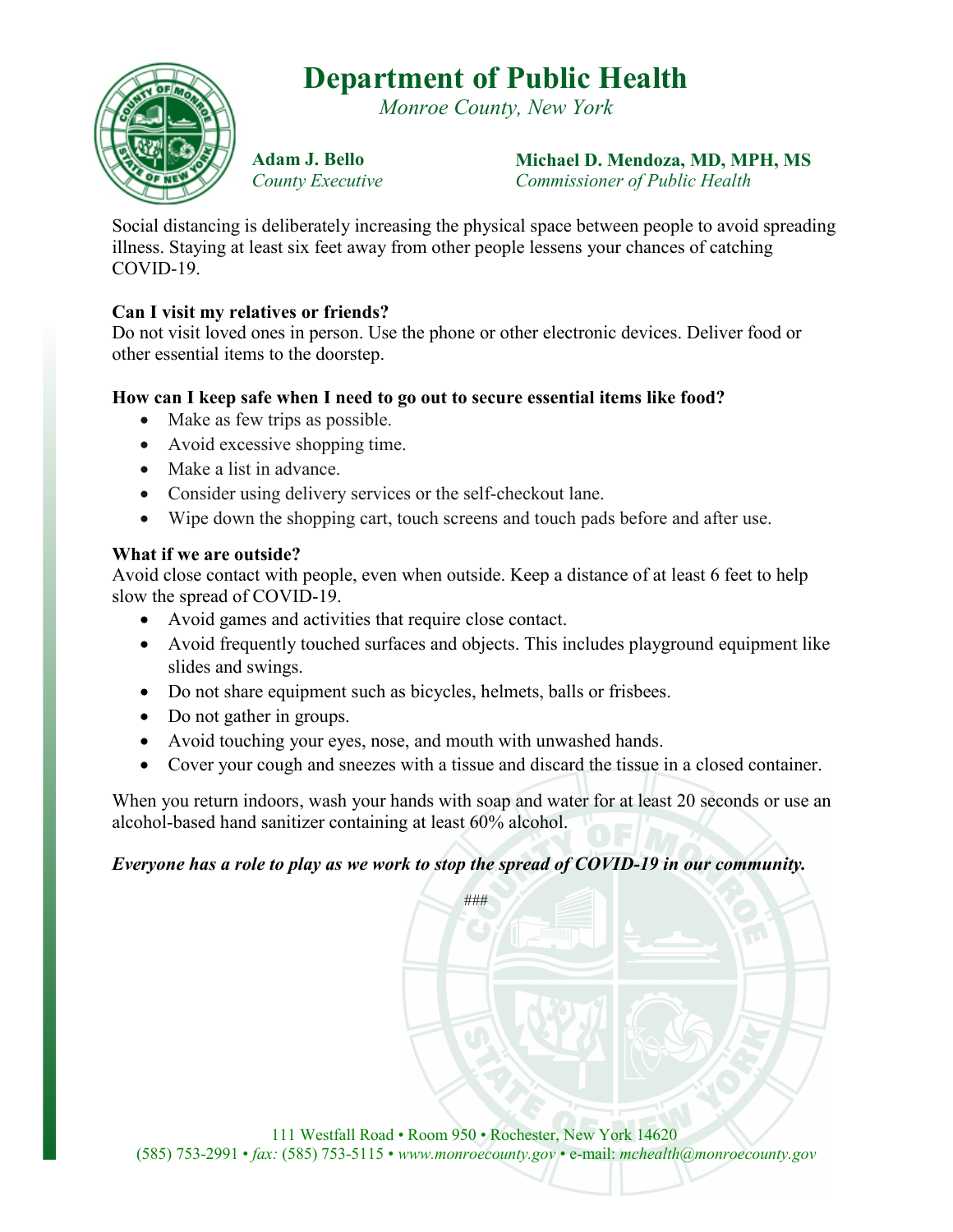# Department of Public Health

*Monroe County, New York*

**Adam J. Bello**
*County Executive*

**Michael D. Mendoza, MD, MPH, MS**
*Commissioner of Public Health*

Social distancing is deliberately increasing the physical space between people to avoid spreading illness. Staying at least six feet away from other people lessens your chances of catching COVID-19.

**Can I visit my relatives or friends?**
Do not visit loved ones in person. Use the phone or other electronic devices. Deliver food or other essential items to the doorstep.

**How can I keep safe when I need to go out to secure essential items like food?**

- Make as few trips as possible.
- Avoid excessive shopping time.
- Make a list in advance.
- Consider using delivery services or the self-checkout lane.
- Wipe down the shopping cart, touch screens and touch pads before and after use.

**What if we are outside?**
Avoid close contact with people, even when outside. Keep a distance of at least 6 feet to help slow the spread of COVID-19.

- Avoid games and activities that require close contact.
- Avoid frequently touched surfaces and objects. This includes playground equipment like slides and swings.
- Do not share equipment such as bicycles, helmets, balls or frisbees.
- Do not gather in groups.
- Avoid touching your eyes, nose, and mouth with unwashed hands.
- Cover your cough and sneezes with a tissue and discard the tissue in a closed container.

When you return indoors, wash your hands with soap and water for at least 20 seconds or use an alcohol-based hand sanitizer containing at least 60% alcohol.

***Everyone has a role to play as we work to stop the spread of COVID-19 in our community.***

###

111 Westfall Road • Room 950 • Rochester, New York 14620
(585) 753-2991 • *fax:* (585) 753-5115 • *www.monroecounty.gov* • e-mail: *mchealth@monroecounty.gov*